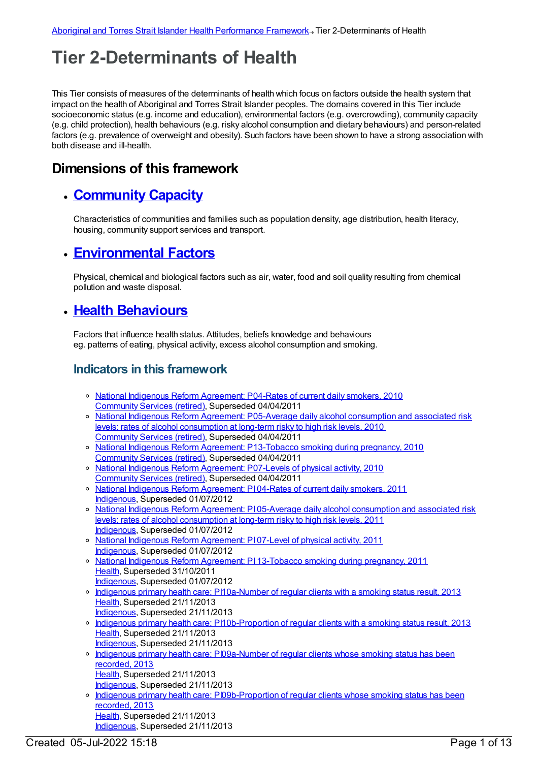[Aboriginal and Torres Strait Islander Health Performance Framework](#) → Tier 2-Determinants of Health

# Tier 2-Determinants of Health

This Tier consists of measures of the determinants of health which focus on factors outside the health system that impact on the health of Aboriginal and Torres Strait Islander peoples. The domains covered in this Tier include socioeconomic status (e.g. income and education), environmental factors (e.g. overcrowding), community capacity (e.g. child protection), health behaviours (e.g. risky alcohol consumption and dietary behaviours) and person-related factors (e.g. prevalence of overweight and obesity). Such factors have been shown to have a strong association with both disease and ill-health.

## Dimensions of this framework

- ## [Community Capacity](#)

  Characteristics of communities and families such as population density, age distribution, health literacy, housing, community support services and transport.

- ## [Environmental Factors](#)

  Physical, chemical and biological factors such as air, water, food and soil quality resulting from chemical pollution and waste disposal.

- ## [Health Behaviours](#)

  Factors that influence health status. Attitudes, beliefs knowledge and behaviours eg. patterns of eating, physical activity, excess alcohol consumption and smoking.

### Indicators in this framework

- [National Indigenous Reform Agreement: P04-Rates of current daily smokers, 2010](#)
  [Community Services (retired)](#), Superseded 04/04/2011
- [National Indigenous Reform Agreement: P05-Average daily alcohol consumption and associated risk levels; rates of alcohol consumption at long-term risky to high risk levels, 2010](#)
  [Community Services (retired)](#), Superseded 04/04/2011
- [National Indigenous Reform Agreement: P13-Tobacco smoking during pregnancy, 2010](#)
  [Community Services (retired)](#), Superseded 04/04/2011
- [National Indigenous Reform Agreement: P07-Levels of physical activity, 2010](#)
  [Community Services (retired)](#), Superseded 04/04/2011
- [National Indigenous Reform Agreement: PI 04-Rates of current daily smokers, 2011](#)
  [Indigenous](#), Superseded 01/07/2012
- [National Indigenous Reform Agreement: PI 05-Average daily alcohol consumption and associated risk levels; rates of alcohol consumption at long-term risky to high risk levels, 2011](#)
  [Indigenous](#), Superseded 01/07/2012
- [National Indigenous Reform Agreement: PI 07-Level of physical activity, 2011](#)
  [Indigenous](#), Superseded 01/07/2012
- [National Indigenous Reform Agreement: PI 13-Tobacco smoking during pregnancy, 2011](#)
  [Health](#), Superseded 31/10/2011
  [Indigenous](#), Superseded 01/07/2012
- [Indigenous primary health care: PI10a-Number of regular clients with a smoking status result, 2013](#)
  [Health](#), Superseded 21/11/2013
  [Indigenous](#), Superseded 21/11/2013
- [Indigenous primary health care: PI10b-Proportion of regular clients with a smoking status result, 2013](#)
  [Health](#), Superseded 21/11/2013
  [Indigenous](#), Superseded 21/11/2013
- [Indigenous primary health care: PI09a-Number of regular clients whose smoking status has been recorded, 2013](#)
  [Health](#), Superseded 21/11/2013
  [Indigenous](#), Superseded 21/11/2013
- [Indigenous primary health care: PI09b-Proportion of regular clients whose smoking status has been recorded, 2013](#)
  [Health](#), Superseded 21/11/2013
  [Indigenous](#), Superseded 21/11/2013

Created 05-Jul-2022 15:18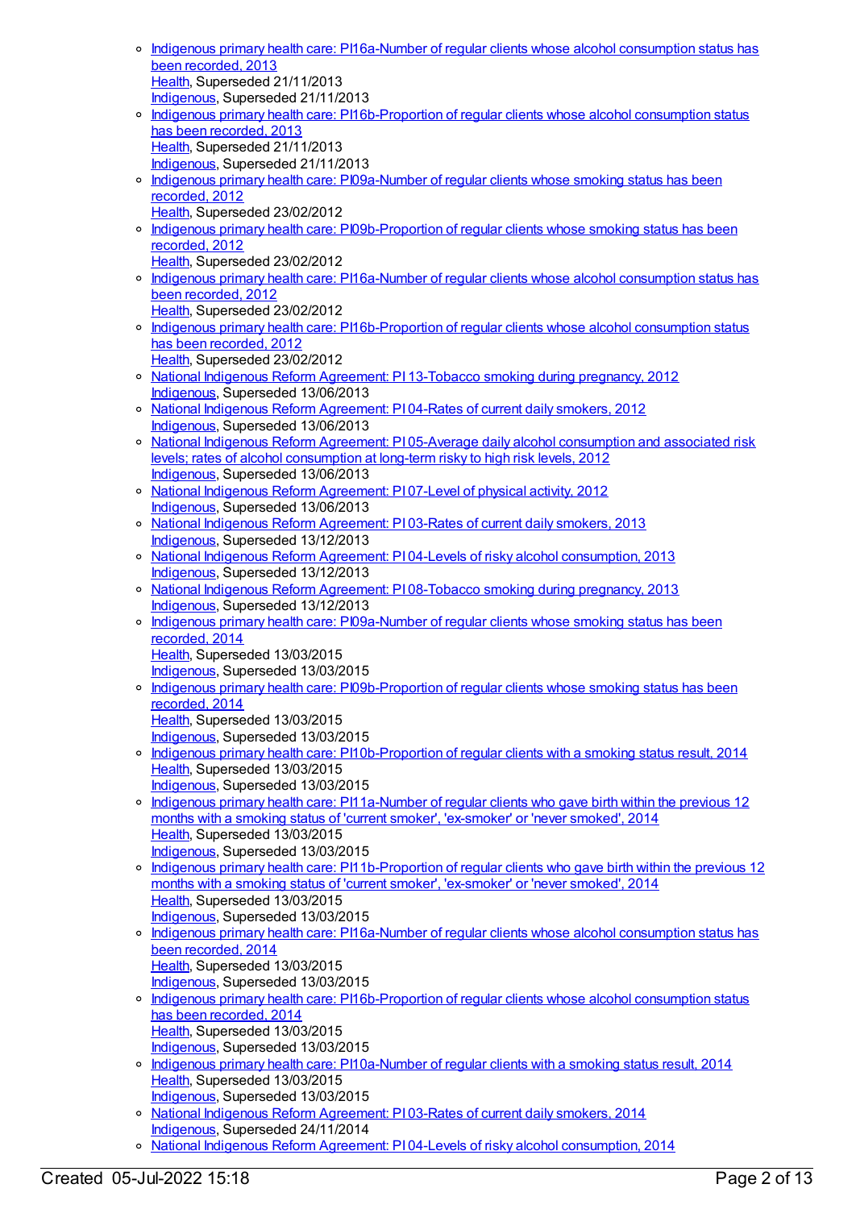- [Indigenous primary health care: PI16a-Number of regular clients whose alcohol consumption status has been recorded, 2013]()
  [Health](), Superseded 21/11/2013
  [Indigenous](), Superseded 21/11/2013
- [Indigenous primary health care: PI16b-Proportion of regular clients whose alcohol consumption status has been recorded, 2013]()
  [Health](), Superseded 21/11/2013
  [Indigenous](), Superseded 21/11/2013
- [Indigenous primary health care: PI09a-Number of regular clients whose smoking status has been recorded, 2012]()
  [Health](), Superseded 23/02/2012
- [Indigenous primary health care: PI09b-Proportion of regular clients whose smoking status has been recorded, 2012]()
  [Health](), Superseded 23/02/2012
- [Indigenous primary health care: PI16a-Number of regular clients whose alcohol consumption status has been recorded, 2012]()
  [Health](), Superseded 23/02/2012
- [Indigenous primary health care: PI16b-Proportion of regular clients whose alcohol consumption status has been recorded, 2012]()
  [Health](), Superseded 23/02/2012
- [National Indigenous Reform Agreement: PI 13-Tobacco smoking during pregnancy, 2012]()
  [Indigenous](), Superseded 13/06/2013
- [National Indigenous Reform Agreement: PI 04-Rates of current daily smokers, 2012]()
  [Indigenous](), Superseded 13/06/2013
- [National Indigenous Reform Agreement: PI 05-Average daily alcohol consumption and associated risk levels; rates of alcohol consumption at long-term risky to high risk levels, 2012]()
  [Indigenous](), Superseded 13/06/2013
- [National Indigenous Reform Agreement: PI 07-Level of physical activity, 2012]()
  [Indigenous](), Superseded 13/06/2013
- [National Indigenous Reform Agreement: PI 03-Rates of current daily smokers, 2013]()
  [Indigenous](), Superseded 13/12/2013
- [National Indigenous Reform Agreement: PI 04-Levels of risky alcohol consumption, 2013]()
  [Indigenous](), Superseded 13/12/2013
- [National Indigenous Reform Agreement: PI 08-Tobacco smoking during pregnancy, 2013]()
  [Indigenous](), Superseded 13/12/2013
- [Indigenous primary health care: PI09a-Number of regular clients whose smoking status has been recorded, 2014]()
  [Health](), Superseded 13/03/2015
  [Indigenous](), Superseded 13/03/2015
- [Indigenous primary health care: PI09b-Proportion of regular clients whose smoking status has been recorded, 2014]()
  [Health](), Superseded 13/03/2015
  [Indigenous](), Superseded 13/03/2015
- [Indigenous primary health care: PI10b-Proportion of regular clients with a smoking status result, 2014]()
  [Health](), Superseded 13/03/2015
  [Indigenous](), Superseded 13/03/2015
- [Indigenous primary health care: PI11a-Number of regular clients who gave birth within the previous 12 months with a smoking status of 'current smoker', 'ex-smoker' or 'never smoked', 2014]()
  [Health](), Superseded 13/03/2015
  [Indigenous](), Superseded 13/03/2015
- [Indigenous primary health care: PI11b-Proportion of regular clients who gave birth within the previous 12 months with a smoking status of 'current smoker', 'ex-smoker' or 'never smoked', 2014]()
  [Health](), Superseded 13/03/2015
  [Indigenous](), Superseded 13/03/2015
- [Indigenous primary health care: PI16a-Number of regular clients whose alcohol consumption status has been recorded, 2014]()
  [Health](), Superseded 13/03/2015
  [Indigenous](), Superseded 13/03/2015
- [Indigenous primary health care: PI16b-Proportion of regular clients whose alcohol consumption status has been recorded, 2014]()
  [Health](), Superseded 13/03/2015
  [Indigenous](), Superseded 13/03/2015
- [Indigenous primary health care: PI10a-Number of regular clients with a smoking status result, 2014]()
  [Health](), Superseded 13/03/2015
  [Indigenous](), Superseded 13/03/2015
- [National Indigenous Reform Agreement: PI 03-Rates of current daily smokers, 2014]()
  [Indigenous](), Superseded 24/11/2014
- [National Indigenous Reform Agreement: PI 04-Levels of risky alcohol consumption, 2014]()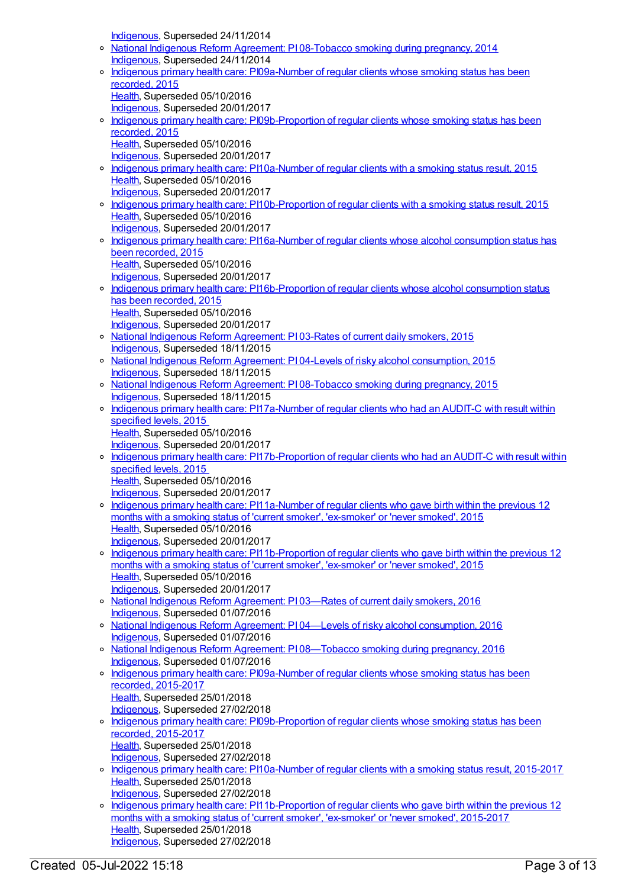Indigenous, Superseded 24/11/2014
- National Indigenous Reform Agreement: PI 08-Tobacco smoking during pregnancy, 2014
  Indigenous, Superseded 24/11/2014
- Indigenous primary health care: PI09a-Number of regular clients whose smoking status has been recorded, 2015
  Health, Superseded 05/10/2016
  Indigenous, Superseded 20/01/2017
- Indigenous primary health care: PI09b-Proportion of regular clients whose smoking status has been recorded, 2015
  Health, Superseded 05/10/2016
  Indigenous, Superseded 20/01/2017
- Indigenous primary health care: PI10a-Number of regular clients with a smoking status result, 2015
  Health, Superseded 05/10/2016
  Indigenous, Superseded 20/01/2017
- Indigenous primary health care: PI10b-Proportion of regular clients with a smoking status result, 2015
  Health, Superseded 05/10/2016
  Indigenous, Superseded 20/01/2017
- Indigenous primary health care: PI16a-Number of regular clients whose alcohol consumption status has been recorded, 2015
  Health, Superseded 05/10/2016
  Indigenous, Superseded 20/01/2017
- Indigenous primary health care: PI16b-Proportion of regular clients whose alcohol consumption status has been recorded, 2015
  Health, Superseded 05/10/2016
  Indigenous, Superseded 20/01/2017
- National Indigenous Reform Agreement: PI 03-Rates of current daily smokers, 2015
  Indigenous, Superseded 18/11/2015
- National Indigenous Reform Agreement: PI 04-Levels of risky alcohol consumption, 2015
  Indigenous, Superseded 18/11/2015
- National Indigenous Reform Agreement: PI 08-Tobacco smoking during pregnancy, 2015
  Indigenous, Superseded 18/11/2015
- Indigenous primary health care: PI17a-Number of regular clients who had an AUDIT-C with result within specified levels, 2015
  Health, Superseded 05/10/2016
  Indigenous, Superseded 20/01/2017
- Indigenous primary health care: PI17b-Proportion of regular clients who had an AUDIT-C with result within specified levels, 2015
  Health, Superseded 05/10/2016
  Indigenous, Superseded 20/01/2017
- Indigenous primary health care: PI11a-Number of regular clients who gave birth within the previous 12 months with a smoking status of 'current smoker', 'ex-smoker' or 'never smoked', 2015
  Health, Superseded 05/10/2016
  Indigenous, Superseded 20/01/2017
- Indigenous primary health care: PI11b-Proportion of regular clients who gave birth within the previous 12 months with a smoking status of 'current smoker', 'ex-smoker' or 'never smoked', 2015
  Health, Superseded 05/10/2016
  Indigenous, Superseded 20/01/2017
- National Indigenous Reform Agreement: PI 03—Rates of current daily smokers, 2016
  Indigenous, Superseded 01/07/2016
- National Indigenous Reform Agreement: PI 04—Levels of risky alcohol consumption, 2016
  Indigenous, Superseded 01/07/2016
- National Indigenous Reform Agreement: PI 08—Tobacco smoking during pregnancy, 2016
  Indigenous, Superseded 01/07/2016
- Indigenous primary health care: PI09a-Number of regular clients whose smoking status has been recorded, 2015-2017
  Health, Superseded 25/01/2018
  Indigenous, Superseded 27/02/2018
- Indigenous primary health care: PI09b-Proportion of regular clients whose smoking status has been recorded, 2015-2017
  Health, Superseded 25/01/2018
  Indigenous, Superseded 27/02/2018
- Indigenous primary health care: PI10a-Number of regular clients with a smoking status result, 2015-2017
  Health, Superseded 25/01/2018
  Indigenous, Superseded 27/02/2018
- Indigenous primary health care: PI11b-Proportion of regular clients who gave birth within the previous 12 months with a smoking status of 'current smoker', 'ex-smoker' or 'never smoked', 2015-2017
  Health, Superseded 25/01/2018
  Indigenous, Superseded 27/02/2018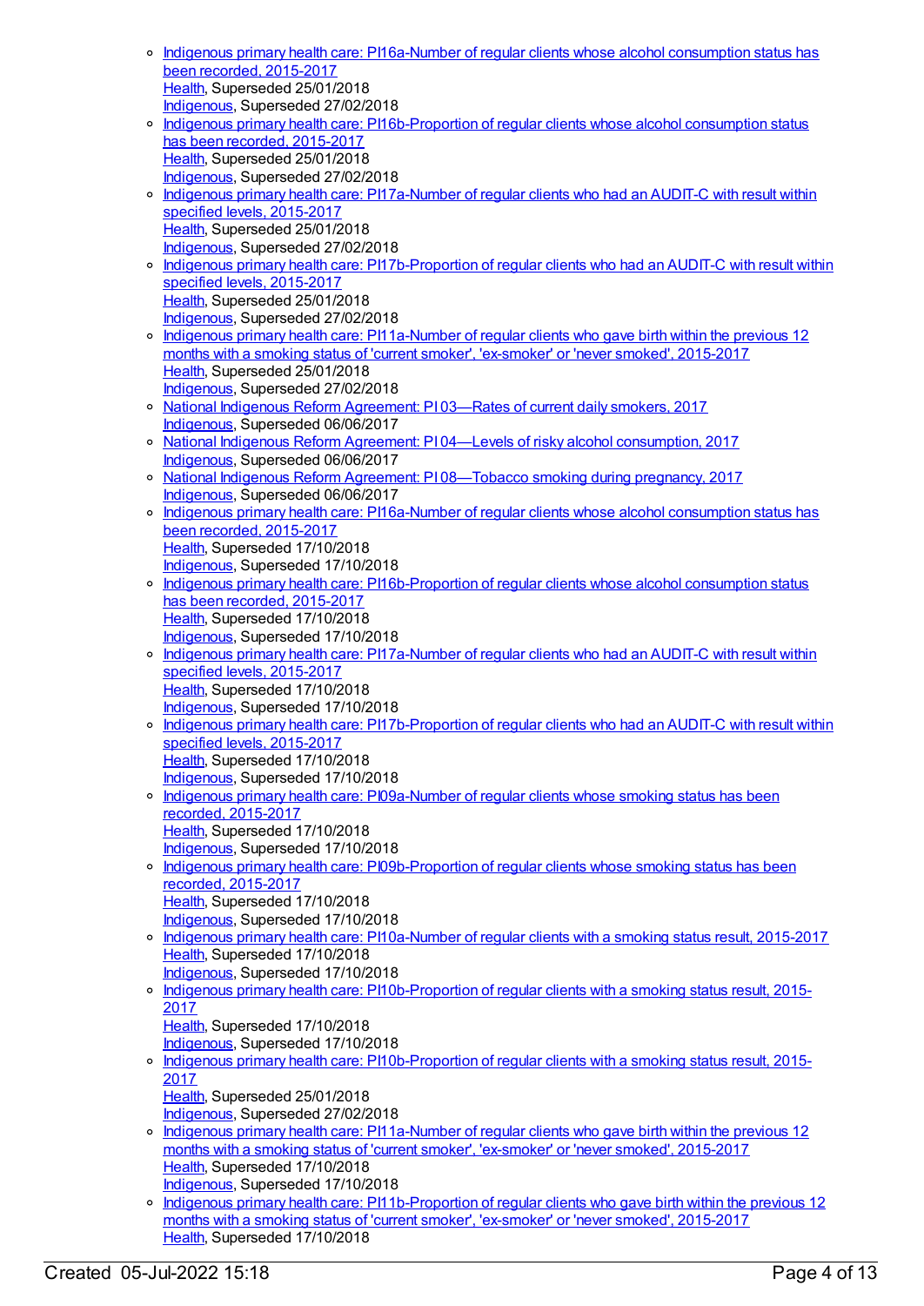- Indigenous primary health care: PI16a-Number of regular clients whose alcohol consumption status has been recorded, 2015-2017
  Health, Superseded 25/01/2018
  Indigenous, Superseded 27/02/2018
- Indigenous primary health care: PI16b-Proportion of regular clients whose alcohol consumption status has been recorded, 2015-2017
  Health, Superseded 25/01/2018
  Indigenous, Superseded 27/02/2018
- Indigenous primary health care: PI17a-Number of regular clients who had an AUDIT-C with result within specified levels, 2015-2017
  Health, Superseded 25/01/2018
  Indigenous, Superseded 27/02/2018
- Indigenous primary health care: PI17b-Proportion of regular clients who had an AUDIT-C with result within specified levels, 2015-2017
  Health, Superseded 25/01/2018
  Indigenous, Superseded 27/02/2018
- Indigenous primary health care: PI11a-Number of regular clients who gave birth within the previous 12 months with a smoking status of 'current smoker', 'ex-smoker' or 'never smoked', 2015-2017
  Health, Superseded 25/01/2018
  Indigenous, Superseded 27/02/2018
- National Indigenous Reform Agreement: PI 03—Rates of current daily smokers, 2017
  Indigenous, Superseded 06/06/2017
- National Indigenous Reform Agreement: PI 04—Levels of risky alcohol consumption, 2017
  Indigenous, Superseded 06/06/2017
- National Indigenous Reform Agreement: PI 08—Tobacco smoking during pregnancy, 2017
  Indigenous, Superseded 06/06/2017
- Indigenous primary health care: PI16a-Number of regular clients whose alcohol consumption status has been recorded, 2015-2017
  Health, Superseded 17/10/2018
  Indigenous, Superseded 17/10/2018
- Indigenous primary health care: PI16b-Proportion of regular clients whose alcohol consumption status has been recorded, 2015-2017
  Health, Superseded 17/10/2018
  Indigenous, Superseded 17/10/2018
- Indigenous primary health care: PI17a-Number of regular clients who had an AUDIT-C with result within specified levels, 2015-2017
  Health, Superseded 17/10/2018
  Indigenous, Superseded 17/10/2018
- Indigenous primary health care: PI17b-Proportion of regular clients who had an AUDIT-C with result within specified levels, 2015-2017
  Health, Superseded 17/10/2018
  Indigenous, Superseded 17/10/2018
- Indigenous primary health care: PI09a-Number of regular clients whose smoking status has been recorded, 2015-2017
  Health, Superseded 17/10/2018
  Indigenous, Superseded 17/10/2018
- Indigenous primary health care: PI09b-Proportion of regular clients whose smoking status has been recorded, 2015-2017
  Health, Superseded 17/10/2018
  Indigenous, Superseded 17/10/2018
- Indigenous primary health care: PI10a-Number of regular clients with a smoking status result, 2015-2017
  Health, Superseded 17/10/2018
  Indigenous, Superseded 17/10/2018
- Indigenous primary health care: PI10b-Proportion of regular clients with a smoking status result, 2015-2017
  Health, Superseded 17/10/2018
  Indigenous, Superseded 17/10/2018
- Indigenous primary health care: PI10b-Proportion of regular clients with a smoking status result, 2015-2017
  Health, Superseded 25/01/2018
  Indigenous, Superseded 27/02/2018
- Indigenous primary health care: PI11a-Number of regular clients who gave birth within the previous 12 months with a smoking status of 'current smoker', 'ex-smoker' or 'never smoked', 2015-2017
  Health, Superseded 17/10/2018
  Indigenous, Superseded 17/10/2018
- Indigenous primary health care: PI11b-Proportion of regular clients who gave birth within the previous 12 months with a smoking status of 'current smoker', 'ex-smoker' or 'never smoked', 2015-2017
  Health, Superseded 17/10/2018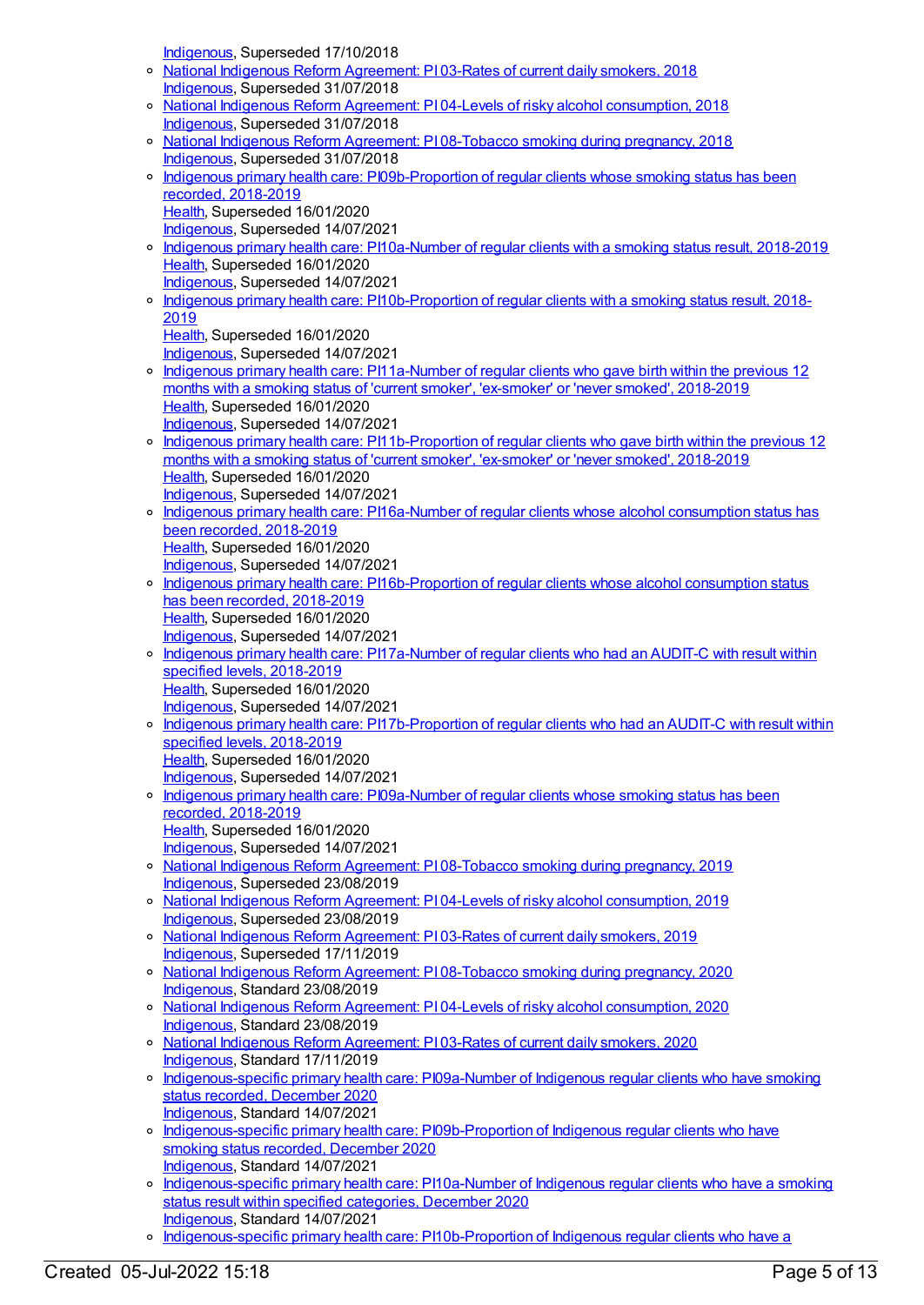Indigenous, Superseded 17/10/2018

- National Indigenous Reform Agreement: PI 03-Rates of current daily smokers, 2018
  Indigenous, Superseded 31/07/2018
- National Indigenous Reform Agreement: PI 04-Levels of risky alcohol consumption, 2018
  Indigenous, Superseded 31/07/2018
- National Indigenous Reform Agreement: PI 08-Tobacco smoking during pregnancy, 2018
  Indigenous, Superseded 31/07/2018
- Indigenous primary health care: PI09b-Proportion of regular clients whose smoking status has been recorded, 2018-2019
  Health, Superseded 16/01/2020
  Indigenous, Superseded 14/07/2021
- Indigenous primary health care: PI10a-Number of regular clients with a smoking status result, 2018-2019
  Health, Superseded 16/01/2020
  Indigenous, Superseded 14/07/2021
- Indigenous primary health care: PI10b-Proportion of regular clients with a smoking status result, 2018-2019
  Health, Superseded 16/01/2020
  Indigenous, Superseded 14/07/2021
- Indigenous primary health care: PI11a-Number of regular clients who gave birth within the previous 12 months with a smoking status of 'current smoker', 'ex-smoker' or 'never smoked', 2018-2019
  Health, Superseded 16/01/2020
  Indigenous, Superseded 14/07/2021
- Indigenous primary health care: PI11b-Proportion of regular clients who gave birth within the previous 12 months with a smoking status of 'current smoker', 'ex-smoker' or 'never smoked', 2018-2019
  Health, Superseded 16/01/2020
  Indigenous, Superseded 14/07/2021
- Indigenous primary health care: PI16a-Number of regular clients whose alcohol consumption status has been recorded, 2018-2019
  Health, Superseded 16/01/2020
  Indigenous, Superseded 14/07/2021
- Indigenous primary health care: PI16b-Proportion of regular clients whose alcohol consumption status has been recorded, 2018-2019
  Health, Superseded 16/01/2020
  Indigenous, Superseded 14/07/2021
- Indigenous primary health care: PI17a-Number of regular clients who had an AUDIT-C with result within specified levels, 2018-2019
  Health, Superseded 16/01/2020
  Indigenous, Superseded 14/07/2021
- Indigenous primary health care: PI17b-Proportion of regular clients who had an AUDIT-C with result within specified levels, 2018-2019
  Health, Superseded 16/01/2020
  Indigenous, Superseded 14/07/2021
- Indigenous primary health care: PI09a-Number of regular clients whose smoking status has been recorded, 2018-2019
  Health, Superseded 16/01/2020
  Indigenous, Superseded 14/07/2021
- National Indigenous Reform Agreement: PI 08-Tobacco smoking during pregnancy, 2019
  Indigenous, Superseded 23/08/2019
- National Indigenous Reform Agreement: PI 04-Levels of risky alcohol consumption, 2019
  Indigenous, Superseded 23/08/2019
- National Indigenous Reform Agreement: PI 03-Rates of current daily smokers, 2019
  Indigenous, Superseded 17/11/2019
- National Indigenous Reform Agreement: PI 08-Tobacco smoking during pregnancy, 2020
  Indigenous, Standard 23/08/2019
- National Indigenous Reform Agreement: PI 04-Levels of risky alcohol consumption, 2020
  Indigenous, Standard 23/08/2019
- National Indigenous Reform Agreement: PI 03-Rates of current daily smokers, 2020
  Indigenous, Standard 17/11/2019
- Indigenous-specific primary health care: PI09a-Number of Indigenous regular clients who have smoking status recorded, December 2020
  Indigenous, Standard 14/07/2021
- Indigenous-specific primary health care: PI09b-Proportion of Indigenous regular clients who have smoking status recorded, December 2020
  Indigenous, Standard 14/07/2021
- Indigenous-specific primary health care: PI10a-Number of Indigenous regular clients who have a smoking status result within specified categories, December 2020
  Indigenous, Standard 14/07/2021
- Indigenous-specific primary health care: PI10b-Proportion of Indigenous regular clients who have a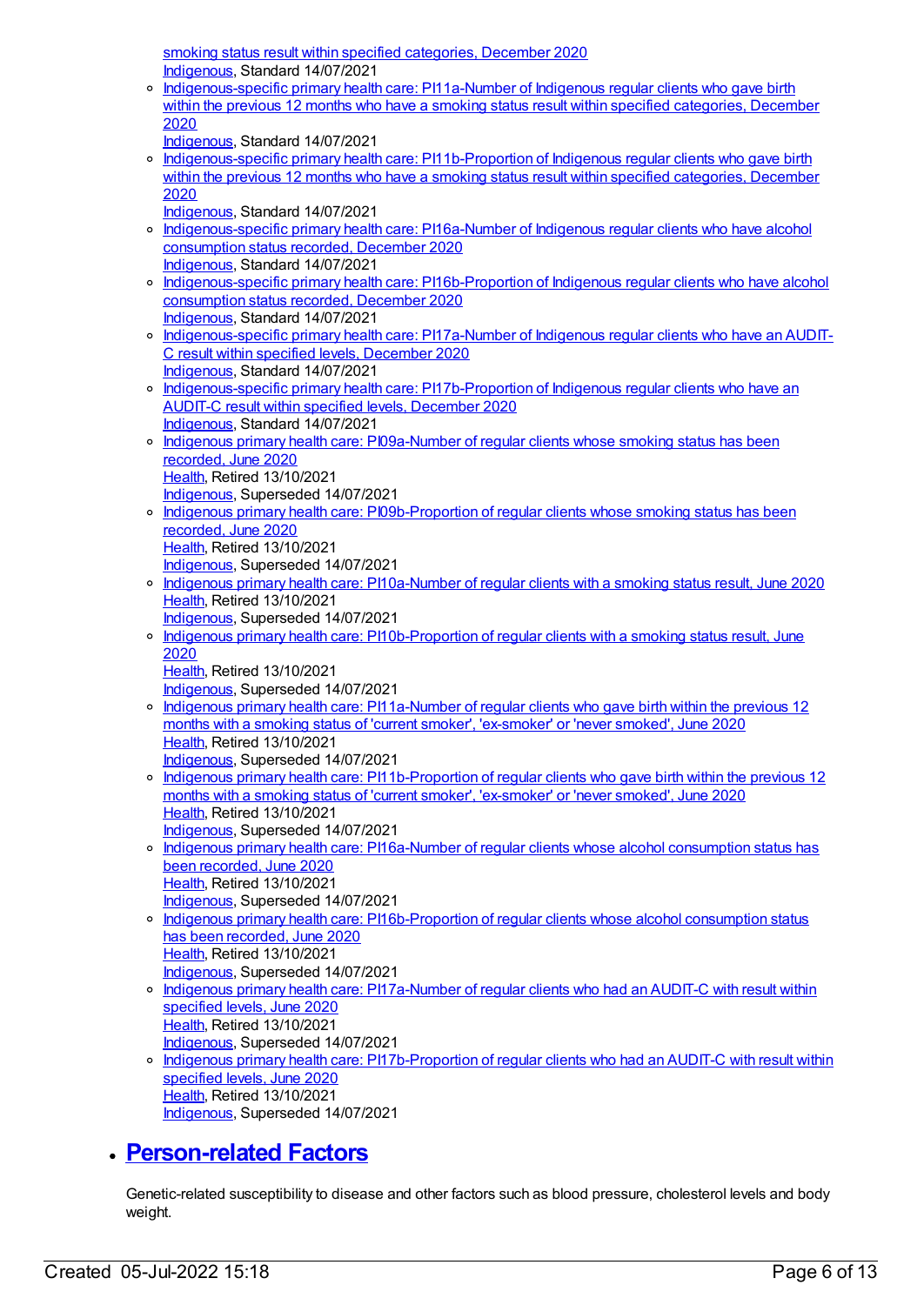- smoking status result within specified categories, December 2020
  Indigenous, Standard 14/07/2021
- Indigenous-specific primary health care: PI11a-Number of Indigenous regular clients who gave birth within the previous 12 months who have a smoking status result within specified categories, December 2020
  Indigenous, Standard 14/07/2021
- Indigenous-specific primary health care: PI11b-Proportion of Indigenous regular clients who gave birth within the previous 12 months who have a smoking status result within specified categories, December 2020
  Indigenous, Standard 14/07/2021
- Indigenous-specific primary health care: PI16a-Number of Indigenous regular clients who have alcohol consumption status recorded, December 2020
  Indigenous, Standard 14/07/2021
- Indigenous-specific primary health care: PI16b-Proportion of Indigenous regular clients who have alcohol consumption status recorded, December 2020
  Indigenous, Standard 14/07/2021
- Indigenous-specific primary health care: PI17a-Number of Indigenous regular clients who have an AUDIT-C result within specified levels, December 2020
  Indigenous, Standard 14/07/2021
- Indigenous-specific primary health care: PI17b-Proportion of Indigenous regular clients who have an AUDIT-C result within specified levels, December 2020
  Indigenous, Standard 14/07/2021
- Indigenous primary health care: PI09a-Number of regular clients whose smoking status has been recorded, June 2020
  Health, Retired 13/10/2021
  Indigenous, Superseded 14/07/2021
- Indigenous primary health care: PI09b-Proportion of regular clients whose smoking status has been recorded, June 2020
  Health, Retired 13/10/2021
  Indigenous, Superseded 14/07/2021
- Indigenous primary health care: PI10a-Number of regular clients with a smoking status result, June 2020
  Health, Retired 13/10/2021
  Indigenous, Superseded 14/07/2021
- Indigenous primary health care: PI10b-Proportion of regular clients with a smoking status result, June 2020
  Health, Retired 13/10/2021
  Indigenous, Superseded 14/07/2021
- Indigenous primary health care: PI11a-Number of regular clients who gave birth within the previous 12 months with a smoking status of 'current smoker', 'ex-smoker' or 'never smoked', June 2020
  Health, Retired 13/10/2021
  Indigenous, Superseded 14/07/2021
- Indigenous primary health care: PI11b-Proportion of regular clients who gave birth within the previous 12 months with a smoking status of 'current smoker', 'ex-smoker' or 'never smoked', June 2020
  Health, Retired 13/10/2021
  Indigenous, Superseded 14/07/2021
- Indigenous primary health care: PI16a-Number of regular clients whose alcohol consumption status has been recorded, June 2020
  Health, Retired 13/10/2021
  Indigenous, Superseded 14/07/2021
- Indigenous primary health care: PI16b-Proportion of regular clients whose alcohol consumption status has been recorded, June 2020
  Health, Retired 13/10/2021
  Indigenous, Superseded 14/07/2021
- Indigenous primary health care: PI17a-Number of regular clients who had an AUDIT-C with result within specified levels, June 2020
  Health, Retired 13/10/2021
  Indigenous, Superseded 14/07/2021
- Indigenous primary health care: PI17b-Proportion of regular clients who had an AUDIT-C with result within specified levels, June 2020
  Health, Retired 13/10/2021
  Indigenous, Superseded 14/07/2021

## Person-related Factors

Genetic-related susceptibility to disease and other factors such as blood pressure, cholesterol levels and body weight.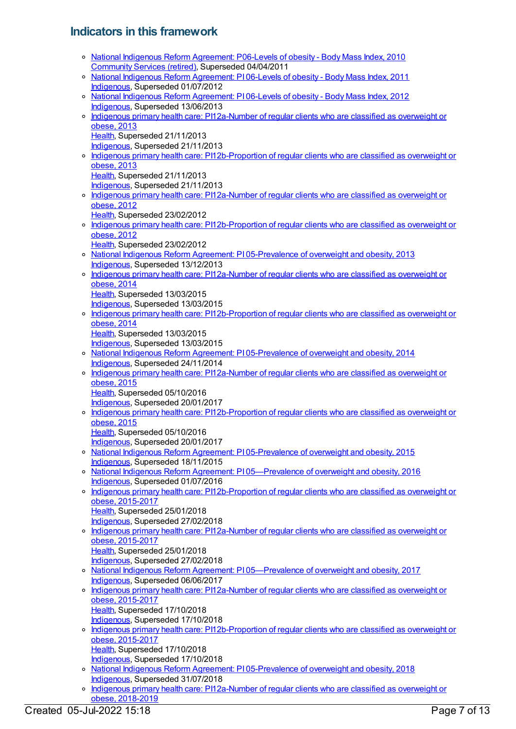## Indicators in this framework

- National Indigenous Reform Agreement: P06-Levels of obesity - Body Mass Index, 2010
  Community Services (retired), Superseded 04/04/2011
- National Indigenous Reform Agreement: PI 06-Levels of obesity - Body Mass Index, 2011
  Indigenous, Superseded 01/07/2012
- National Indigenous Reform Agreement: PI 06-Levels of obesity - Body Mass Index, 2012
  Indigenous, Superseded 13/06/2013
- Indigenous primary health care: PI12a-Number of regular clients who are classified as overweight or obese, 2013
  Health, Superseded 21/11/2013
  Indigenous, Superseded 21/11/2013
- Indigenous primary health care: PI12b-Proportion of regular clients who are classified as overweight or obese, 2013
  Health, Superseded 21/11/2013
  Indigenous, Superseded 21/11/2013
- Indigenous primary health care: PI12a-Number of regular clients who are classified as overweight or obese, 2012
  Health, Superseded 23/02/2012
- Indigenous primary health care: PI12b-Proportion of regular clients who are classified as overweight or obese, 2012
  Health, Superseded 23/02/2012
- National Indigenous Reform Agreement: PI 05-Prevalence of overweight and obesity, 2013
  Indigenous, Superseded 13/12/2013
- Indigenous primary health care: PI12a-Number of regular clients who are classified as overweight or obese, 2014
  Health, Superseded 13/03/2015
  Indigenous, Superseded 13/03/2015
- Indigenous primary health care: PI12b-Proportion of regular clients who are classified as overweight or obese, 2014
  Health, Superseded 13/03/2015
  Indigenous, Superseded 13/03/2015
- National Indigenous Reform Agreement: PI 05-Prevalence of overweight and obesity, 2014
  Indigenous, Superseded 24/11/2014
- Indigenous primary health care: PI12a-Number of regular clients who are classified as overweight or obese, 2015
  Health, Superseded 05/10/2016
  Indigenous, Superseded 20/01/2017
- Indigenous primary health care: PI12b-Proportion of regular clients who are classified as overweight or obese, 2015
  Health, Superseded 05/10/2016
  Indigenous, Superseded 20/01/2017
- National Indigenous Reform Agreement: PI 05-Prevalence of overweight and obesity, 2015
  Indigenous, Superseded 18/11/2015
- National Indigenous Reform Agreement: PI 05—Prevalence of overweight and obesity, 2016
  Indigenous, Superseded 01/07/2016
- Indigenous primary health care: PI12b-Proportion of regular clients who are classified as overweight or obese, 2015-2017
  Health, Superseded 25/01/2018
  Indigenous, Superseded 27/02/2018
- Indigenous primary health care: PI12a-Number of regular clients who are classified as overweight or obese, 2015-2017
  Health, Superseded 25/01/2018
  Indigenous, Superseded 27/02/2018
- National Indigenous Reform Agreement: PI 05—Prevalence of overweight and obesity, 2017
  Indigenous, Superseded 06/06/2017
- Indigenous primary health care: PI12a-Number of regular clients who are classified as overweight or obese, 2015-2017
  Health, Superseded 17/10/2018
  Indigenous, Superseded 17/10/2018
- Indigenous primary health care: PI12b-Proportion of regular clients who are classified as overweight or obese, 2015-2017
  Health, Superseded 17/10/2018
  Indigenous, Superseded 17/10/2018
- National Indigenous Reform Agreement: PI 05-Prevalence of overweight and obesity, 2018
  Indigenous, Superseded 31/07/2018
- Indigenous primary health care: PI12a-Number of regular clients who are classified as overweight or obese, 2018-2019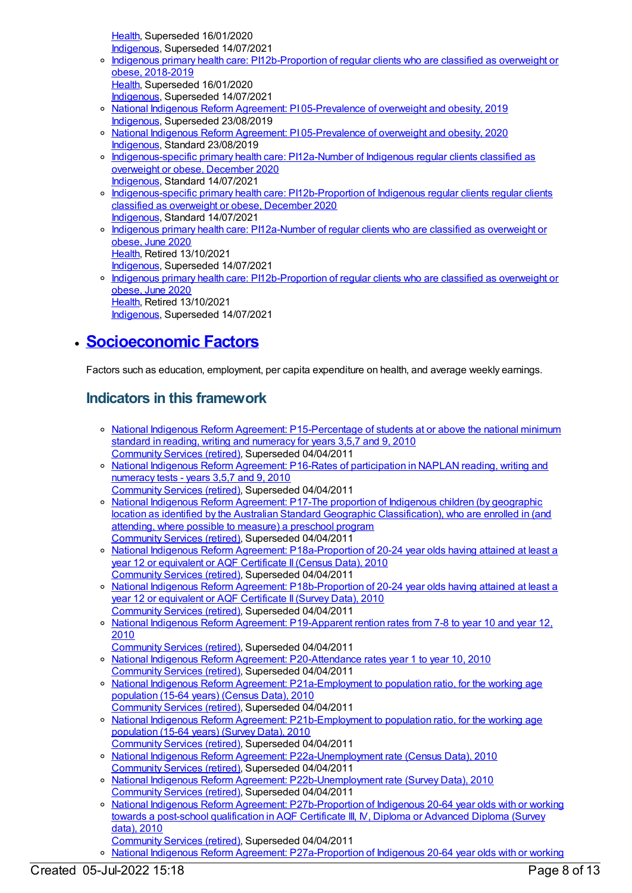Health, Superseded 16/01/2020
Indigenous, Superseded 14/07/2021

- Indigenous primary health care: PI12b-Proportion of regular clients who are classified as overweight or obese, 2018-2019
Health, Superseded 16/01/2020
Indigenous, Superseded 14/07/2021
- National Indigenous Reform Agreement: PI 05-Prevalence of overweight and obesity, 2019
Indigenous, Superseded 23/08/2019
- National Indigenous Reform Agreement: PI 05-Prevalence of overweight and obesity, 2020
Indigenous, Standard 23/08/2019
- Indigenous-specific primary health care: PI12a-Number of Indigenous regular clients classified as overweight or obese, December 2020
Indigenous, Standard 14/07/2021
- Indigenous-specific primary health care: PI12b-Proportion of Indigenous regular clients regular clients classified as overweight or obese, December 2020
Indigenous, Standard 14/07/2021
- Indigenous primary health care: PI12a-Number of regular clients who are classified as overweight or obese, June 2020
Health, Retired 13/10/2021
Indigenous, Superseded 14/07/2021
- Indigenous primary health care: PI12b-Proportion of regular clients who are classified as overweight or obese, June 2020
Health, Retired 13/10/2021
Indigenous, Superseded 14/07/2021

- ## Socioeconomic Factors

Factors such as education, employment, per capita expenditure on health, and average weekly earnings.

### Indicators in this framework

- National Indigenous Reform Agreement: P15-Percentage of students at or above the national minimum standard in reading, writing and numeracy for years 3,5,7 and 9, 2010
Community Services (retired), Superseded 04/04/2011
- National Indigenous Reform Agreement: P16-Rates of participation in NAPLAN reading, writing and numeracy tests - years 3,5,7 and 9, 2010
Community Services (retired), Superseded 04/04/2011
- National Indigenous Reform Agreement: P17-The proportion of Indigenous children (by geographic location as identified by the Australian Standard Geographic Classification), who are enrolled in (and attending, where possible to measure) a preschool program
Community Services (retired), Superseded 04/04/2011
- National Indigenous Reform Agreement: P18a-Proportion of 20-24 year olds having attained at least a year 12 or equivalent or AQF Certificate II (Census Data), 2010
Community Services (retired), Superseded 04/04/2011
- National Indigenous Reform Agreement: P18b-Proportion of 20-24 year olds having attained at least a year 12 or equivalent or AQF Certificate II (Survey Data), 2010
Community Services (retired), Superseded 04/04/2011
- National Indigenous Reform Agreement: P19-Apparent rention rates from 7-8 to year 10 and year 12, 2010
Community Services (retired), Superseded 04/04/2011
- National Indigenous Reform Agreement: P20-Attendance rates year 1 to year 10, 2010
Community Services (retired), Superseded 04/04/2011
- National Indigenous Reform Agreement: P21a-Employment to population ratio, for the working age population (15-64 years) (Census Data), 2010
Community Services (retired), Superseded 04/04/2011
- National Indigenous Reform Agreement: P21b-Employment to population ratio, for the working age population (15-64 years) (Survey Data), 2010
Community Services (retired), Superseded 04/04/2011
- National Indigenous Reform Agreement: P22a-Unemployment rate (Census Data), 2010
Community Services (retired), Superseded 04/04/2011
- National Indigenous Reform Agreement: P22b-Unemployment rate (Survey Data), 2010
Community Services (retired), Superseded 04/04/2011
- National Indigenous Reform Agreement: P27b-Proportion of Indigenous 20-64 year olds with or working towards a post-school qualification in AQF Certificate III, IV, Diploma or Advanced Diploma (Survey data), 2010
Community Services (retired), Superseded 04/04/2011
- National Indigenous Reform Agreement: P27a-Proportion of Indigenous 20-64 year olds with or working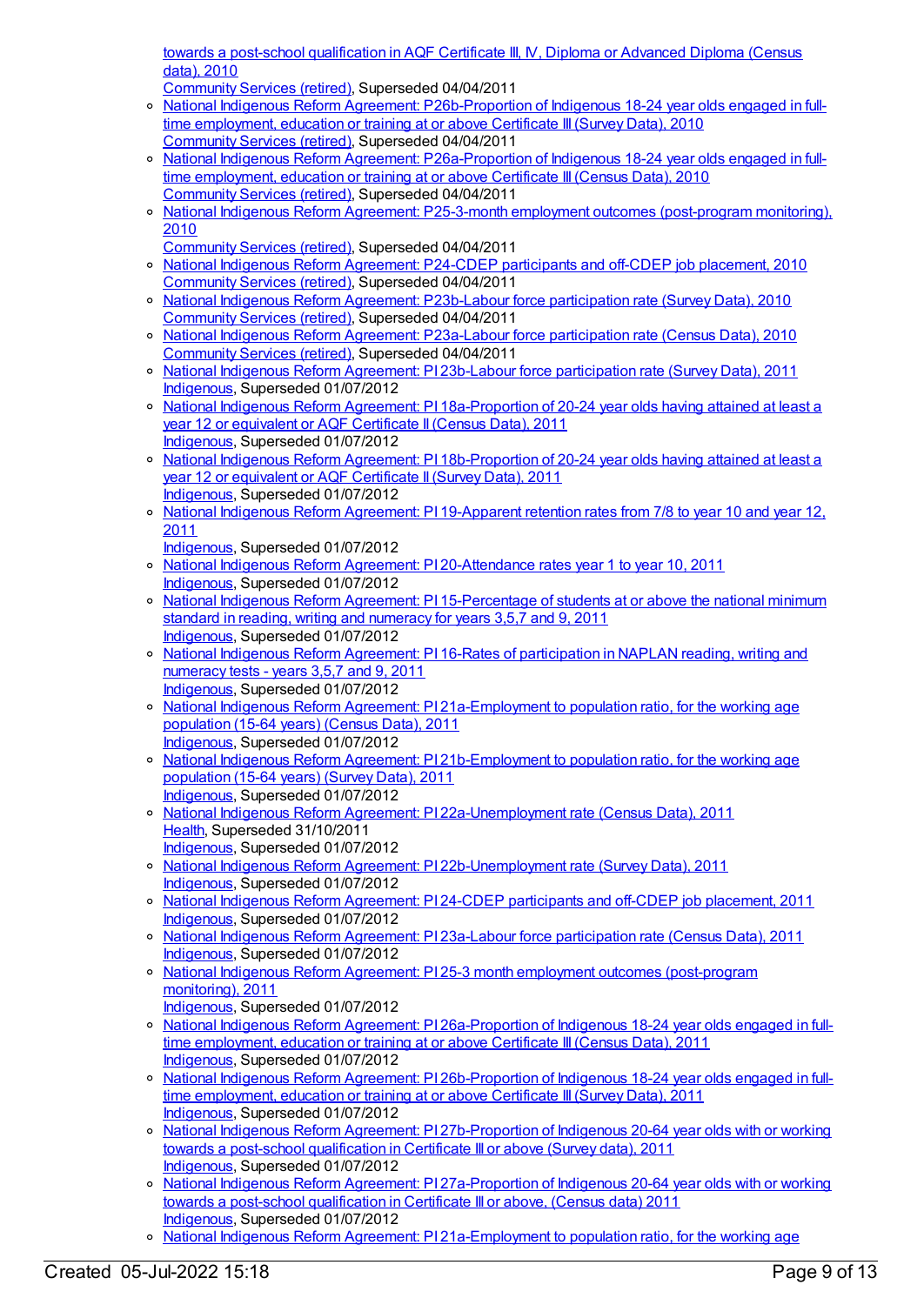towards a post-school qualification in AQF Certificate III, IV, Diploma or Advanced Diploma (Census data), 2010
Community Services (retired), Superseded 04/04/2011

- National Indigenous Reform Agreement: P26b-Proportion of Indigenous 18-24 year olds engaged in full-time employment, education or training at or above Certificate III (Survey Data), 2010
Community Services (retired), Superseded 04/04/2011
- National Indigenous Reform Agreement: P26a-Proportion of Indigenous 18-24 year olds engaged in full-time employment, education or training at or above Certificate III (Census Data), 2010
Community Services (retired), Superseded 04/04/2011
- National Indigenous Reform Agreement: P25-3-month employment outcomes (post-program monitoring), 2010
Community Services (retired), Superseded 04/04/2011
- National Indigenous Reform Agreement: P24-CDEP participants and off-CDEP job placement, 2010
Community Services (retired), Superseded 04/04/2011
- National Indigenous Reform Agreement: P23b-Labour force participation rate (Survey Data), 2010
Community Services (retired), Superseded 04/04/2011
- National Indigenous Reform Agreement: P23a-Labour force participation rate (Census Data), 2010
Community Services (retired), Superseded 04/04/2011
- National Indigenous Reform Agreement: PI 23b-Labour force participation rate (Survey Data), 2011
Indigenous, Superseded 01/07/2012
- National Indigenous Reform Agreement: PI 18a-Proportion of 20-24 year olds having attained at least a year 12 or equivalent or AQF Certificate II (Census Data), 2011
Indigenous, Superseded 01/07/2012
- National Indigenous Reform Agreement: PI 18b-Proportion of 20-24 year olds having attained at least a year 12 or equivalent or AQF Certificate II (Survey Data), 2011
Indigenous, Superseded 01/07/2012
- National Indigenous Reform Agreement: PI 19-Apparent retention rates from 7/8 to year 10 and year 12, 2011
Indigenous, Superseded 01/07/2012
- National Indigenous Reform Agreement: PI 20-Attendance rates year 1 to year 10, 2011
Indigenous, Superseded 01/07/2012
- National Indigenous Reform Agreement: PI 15-Percentage of students at or above the national minimum standard in reading, writing and numeracy for years 3,5,7 and 9, 2011
Indigenous, Superseded 01/07/2012
- National Indigenous Reform Agreement: PI 16-Rates of participation in NAPLAN reading, writing and numeracy tests - years 3,5,7 and 9, 2011
Indigenous, Superseded 01/07/2012
- National Indigenous Reform Agreement: PI 21a-Employment to population ratio, for the working age population (15-64 years) (Census Data), 2011
Indigenous, Superseded 01/07/2012
- National Indigenous Reform Agreement: PI 21b-Employment to population ratio, for the working age population (15-64 years) (Survey Data), 2011
Indigenous, Superseded 01/07/2012
- National Indigenous Reform Agreement: PI 22a-Unemployment rate (Census Data), 2011
Health, Superseded 31/10/2011
Indigenous, Superseded 01/07/2012
- National Indigenous Reform Agreement: PI 22b-Unemployment rate (Survey Data), 2011
Indigenous, Superseded 01/07/2012
- National Indigenous Reform Agreement: PI 24-CDEP participants and off-CDEP job placement, 2011
Indigenous, Superseded 01/07/2012
- National Indigenous Reform Agreement: PI 23a-Labour force participation rate (Census Data), 2011
Indigenous, Superseded 01/07/2012
- National Indigenous Reform Agreement: PI 25-3 month employment outcomes (post-program monitoring), 2011
Indigenous, Superseded 01/07/2012
- National Indigenous Reform Agreement: PI 26a-Proportion of Indigenous 18-24 year olds engaged in full-time employment, education or training at or above Certificate III (Census Data), 2011
Indigenous, Superseded 01/07/2012
- National Indigenous Reform Agreement: PI 26b-Proportion of Indigenous 18-24 year olds engaged in full-time employment, education or training at or above Certificate III (Survey Data), 2011
Indigenous, Superseded 01/07/2012
- National Indigenous Reform Agreement: PI 27b-Proportion of Indigenous 20-64 year olds with or working towards a post-school qualification in Certificate III or above (Survey data), 2011
Indigenous, Superseded 01/07/2012
- National Indigenous Reform Agreement: PI 27a-Proportion of Indigenous 20-64 year olds with or working towards a post-school qualification in Certificate III or above, (Census data) 2011
Indigenous, Superseded 01/07/2012
- National Indigenous Reform Agreement: PI 21a-Employment to population ratio, for the working age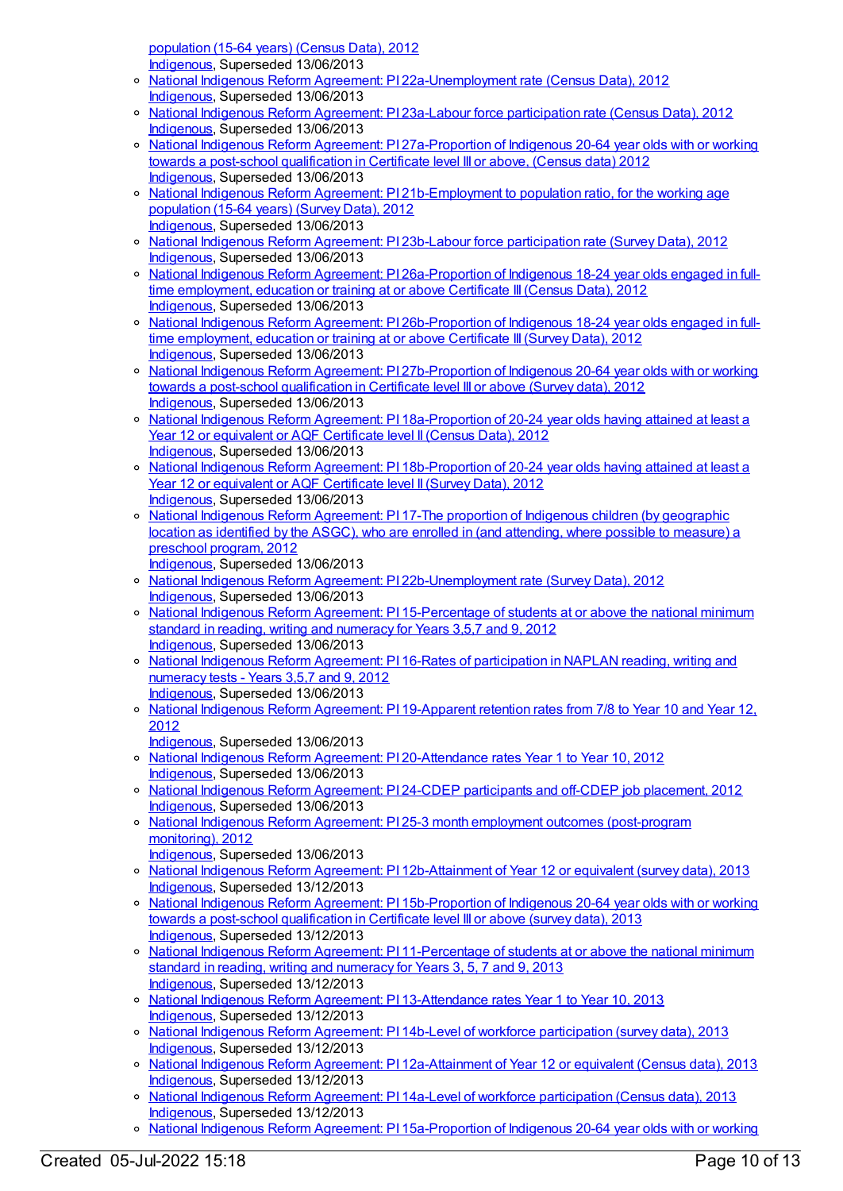population (15-64 years) (Census Data), 2012
Indigenous, Superseded 13/06/2013

- National Indigenous Reform Agreement: PI 22a-Unemployment rate (Census Data), 2012
Indigenous, Superseded 13/06/2013
- National Indigenous Reform Agreement: PI 23a-Labour force participation rate (Census Data), 2012
Indigenous, Superseded 13/06/2013
- National Indigenous Reform Agreement: PI 27a-Proportion of Indigenous 20-64 year olds with or working towards a post-school qualification in Certificate level III or above, (Census data) 2012
Indigenous, Superseded 13/06/2013
- National Indigenous Reform Agreement: PI 21b-Employment to population ratio, for the working age population (15-64 years) (Survey Data), 2012
Indigenous, Superseded 13/06/2013
- National Indigenous Reform Agreement: PI 23b-Labour force participation rate (Survey Data), 2012
Indigenous, Superseded 13/06/2013
- National Indigenous Reform Agreement: PI 26a-Proportion of Indigenous 18-24 year olds engaged in full-time employment, education or training at or above Certificate III (Census Data), 2012
Indigenous, Superseded 13/06/2013
- National Indigenous Reform Agreement: PI 26b-Proportion of Indigenous 18-24 year olds engaged in full-time employment, education or training at or above Certificate III (Survey Data), 2012
Indigenous, Superseded 13/06/2013
- National Indigenous Reform Agreement: PI 27b-Proportion of Indigenous 20-64 year olds with or working towards a post-school qualification in Certificate level III or above (Survey data), 2012
Indigenous, Superseded 13/06/2013
- National Indigenous Reform Agreement: PI 18a-Proportion of 20-24 year olds having attained at least a Year 12 or equivalent or AQF Certificate level II (Census Data), 2012
Indigenous, Superseded 13/06/2013
- National Indigenous Reform Agreement: PI 18b-Proportion of 20-24 year olds having attained at least a Year 12 or equivalent or AQF Certificate level II (Survey Data), 2012
Indigenous, Superseded 13/06/2013
- National Indigenous Reform Agreement: PI 17-The proportion of Indigenous children (by geographic location as identified by the ASGC), who are enrolled in (and attending, where possible to measure) a preschool program, 2012
Indigenous, Superseded 13/06/2013
- National Indigenous Reform Agreement: PI 22b-Unemployment rate (Survey Data), 2012
Indigenous, Superseded 13/06/2013
- National Indigenous Reform Agreement: PI 15-Percentage of students at or above the national minimum standard in reading, writing and numeracy for Years 3,5,7 and 9, 2012
Indigenous, Superseded 13/06/2013
- National Indigenous Reform Agreement: PI 16-Rates of participation in NAPLAN reading, writing and numeracy tests - Years 3,5,7 and 9, 2012
Indigenous, Superseded 13/06/2013
- National Indigenous Reform Agreement: PI 19-Apparent retention rates from 7/8 to Year 10 and Year 12, 2012
Indigenous, Superseded 13/06/2013
- National Indigenous Reform Agreement: PI 20-Attendance rates Year 1 to Year 10, 2012
Indigenous, Superseded 13/06/2013
- National Indigenous Reform Agreement: PI 24-CDEP participants and off-CDEP job placement, 2012
Indigenous, Superseded 13/06/2013
- National Indigenous Reform Agreement: PI 25-3 month employment outcomes (post-program monitoring), 2012
Indigenous, Superseded 13/06/2013
- National Indigenous Reform Agreement: PI 12b-Attainment of Year 12 or equivalent (survey data), 2013
Indigenous, Superseded 13/12/2013
- National Indigenous Reform Agreement: PI 15b-Proportion of Indigenous 20-64 year olds with or working towards a post-school qualification in Certificate level III or above (survey data), 2013
Indigenous, Superseded 13/12/2013
- National Indigenous Reform Agreement: PI 11-Percentage of students at or above the national minimum standard in reading, writing and numeracy for Years 3, 5, 7 and 9, 2013
Indigenous, Superseded 13/12/2013
- National Indigenous Reform Agreement: PI 13-Attendance rates Year 1 to Year 10, 2013
Indigenous, Superseded 13/12/2013
- National Indigenous Reform Agreement: PI 14b-Level of workforce participation (survey data), 2013
Indigenous, Superseded 13/12/2013
- National Indigenous Reform Agreement: PI 12a-Attainment of Year 12 or equivalent (Census data), 2013
Indigenous, Superseded 13/12/2013
- National Indigenous Reform Agreement: PI 14a-Level of workforce participation (Census data), 2013
Indigenous, Superseded 13/12/2013
- National Indigenous Reform Agreement: PI 15a-Proportion of Indigenous 20-64 year olds with or working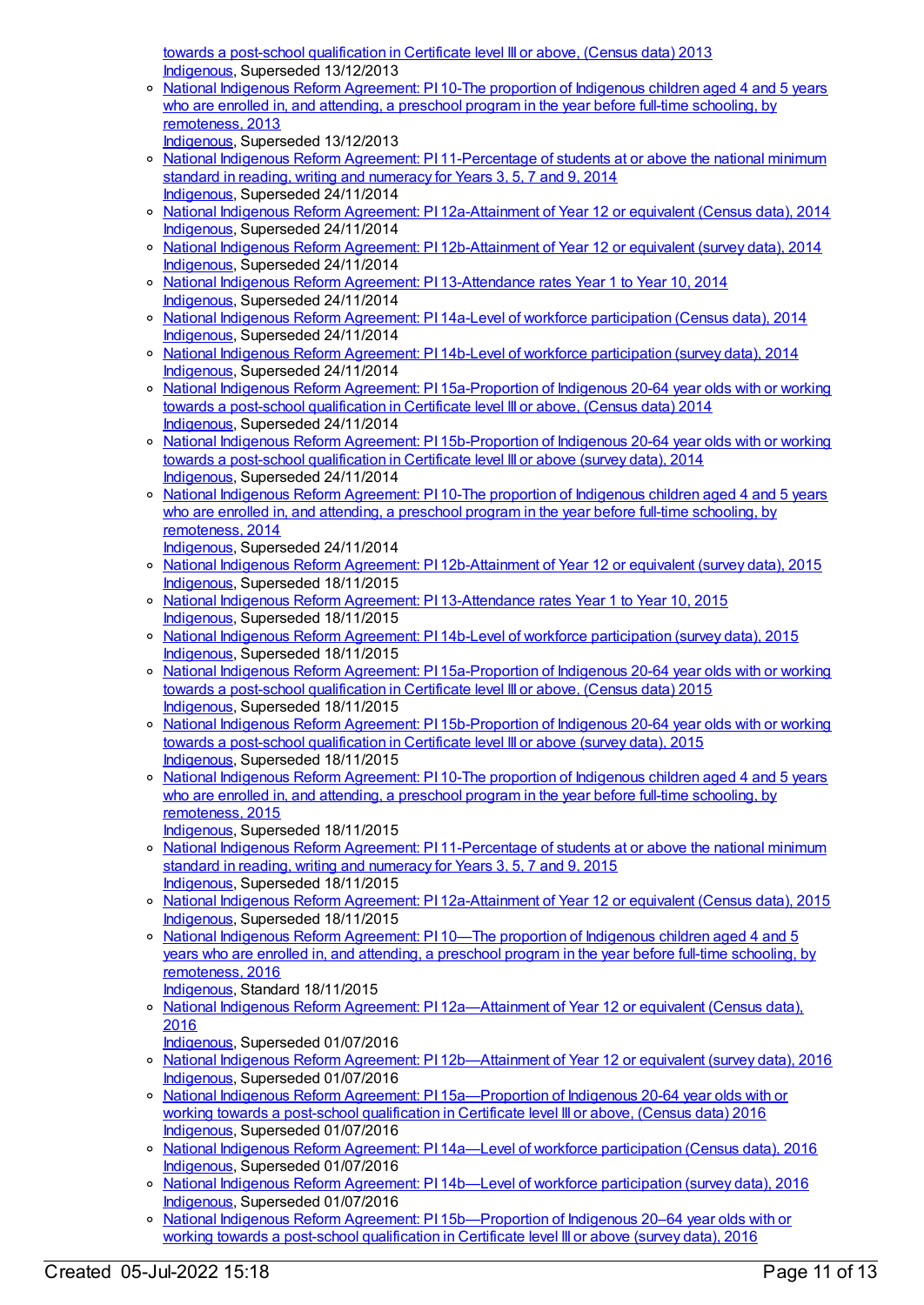towards a post-school qualification in Certificate level III or above, (Census data) 2013
Indigenous, Superseded 13/12/2013

- National Indigenous Reform Agreement: PI 10-The proportion of Indigenous children aged 4 and 5 years who are enrolled in, and attending, a preschool program in the year before full-time schooling, by remoteness, 2013
Indigenous, Superseded 13/12/2013
- National Indigenous Reform Agreement: PI 11-Percentage of students at or above the national minimum standard in reading, writing and numeracy for Years 3, 5, 7 and 9, 2014
Indigenous, Superseded 24/11/2014
- National Indigenous Reform Agreement: PI 12a-Attainment of Year 12 or equivalent (Census data), 2014
Indigenous, Superseded 24/11/2014
- National Indigenous Reform Agreement: PI 12b-Attainment of Year 12 or equivalent (survey data), 2014
Indigenous, Superseded 24/11/2014
- National Indigenous Reform Agreement: PI 13-Attendance rates Year 1 to Year 10, 2014
Indigenous, Superseded 24/11/2014
- National Indigenous Reform Agreement: PI 14a-Level of workforce participation (Census data), 2014
Indigenous, Superseded 24/11/2014
- National Indigenous Reform Agreement: PI 14b-Level of workforce participation (survey data), 2014
Indigenous, Superseded 24/11/2014
- National Indigenous Reform Agreement: PI 15a-Proportion of Indigenous 20-64 year olds with or working towards a post-school qualification in Certificate level III or above, (Census data) 2014
Indigenous, Superseded 24/11/2014
- National Indigenous Reform Agreement: PI 15b-Proportion of Indigenous 20-64 year olds with or working towards a post-school qualification in Certificate level III or above (survey data), 2014
Indigenous, Superseded 24/11/2014
- National Indigenous Reform Agreement: PI 10-The proportion of Indigenous children aged 4 and 5 years who are enrolled in, and attending, a preschool program in the year before full-time schooling, by remoteness, 2014
Indigenous, Superseded 24/11/2014
- National Indigenous Reform Agreement: PI 12b-Attainment of Year 12 or equivalent (survey data), 2015
Indigenous, Superseded 18/11/2015
- National Indigenous Reform Agreement: PI 13-Attendance rates Year 1 to Year 10, 2015
Indigenous, Superseded 18/11/2015
- National Indigenous Reform Agreement: PI 14b-Level of workforce participation (survey data), 2015
Indigenous, Superseded 18/11/2015
- National Indigenous Reform Agreement: PI 15a-Proportion of Indigenous 20-64 year olds with or working towards a post-school qualification in Certificate level III or above, (Census data) 2015
Indigenous, Superseded 18/11/2015
- National Indigenous Reform Agreement: PI 15b-Proportion of Indigenous 20-64 year olds with or working towards a post-school qualification in Certificate level III or above (survey data), 2015
Indigenous, Superseded 18/11/2015
- National Indigenous Reform Agreement: PI 10-The proportion of Indigenous children aged 4 and 5 years who are enrolled in, and attending, a preschool program in the year before full-time schooling, by remoteness, 2015
Indigenous, Superseded 18/11/2015
- National Indigenous Reform Agreement: PI 11-Percentage of students at or above the national minimum standard in reading, writing and numeracy for Years 3, 5, 7 and 9, 2015
Indigenous, Superseded 18/11/2015
- National Indigenous Reform Agreement: PI 12a-Attainment of Year 12 or equivalent (Census data), 2015
Indigenous, Superseded 18/11/2015
- National Indigenous Reform Agreement: PI 10—The proportion of Indigenous children aged 4 and 5 years who are enrolled in, and attending, a preschool program in the year before full-time schooling, by remoteness, 2016
Indigenous, Standard 18/11/2015
- National Indigenous Reform Agreement: PI 12a—Attainment of Year 12 or equivalent (Census data), 2016
Indigenous, Superseded 01/07/2016
- National Indigenous Reform Agreement: PI 12b—Attainment of Year 12 or equivalent (survey data), 2016
Indigenous, Superseded 01/07/2016
- National Indigenous Reform Agreement: PI 15a—Proportion of Indigenous 20-64 year olds with or working towards a post-school qualification in Certificate level III or above, (Census data) 2016
Indigenous, Superseded 01/07/2016
- National Indigenous Reform Agreement: PI 14a—Level of workforce participation (Census data), 2016
Indigenous, Superseded 01/07/2016
- National Indigenous Reform Agreement: PI 14b—Level of workforce participation (survey data), 2016
Indigenous, Superseded 01/07/2016
- National Indigenous Reform Agreement: PI 15b—Proportion of Indigenous 20–64 year olds with or working towards a post-school qualification in Certificate level III or above (survey data), 2016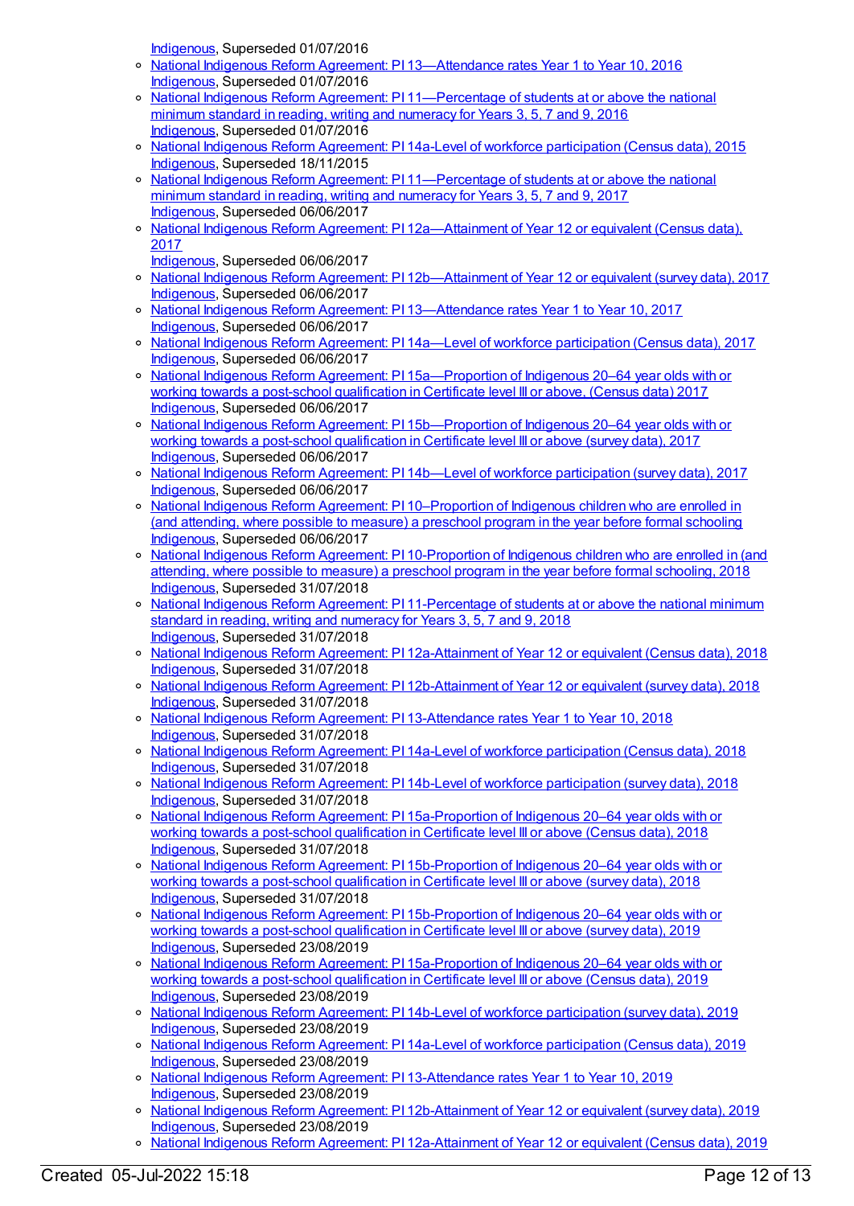Indigenous, Superseded 01/07/2016

- National Indigenous Reform Agreement: PI 13—Attendance rates Year 1 to Year 10, 2016
  Indigenous, Superseded 01/07/2016
- National Indigenous Reform Agreement: PI 11—Percentage of students at or above the national minimum standard in reading, writing and numeracy for Years 3, 5, 7 and 9, 2016
  Indigenous, Superseded 01/07/2016
- National Indigenous Reform Agreement: PI 14a-Level of workforce participation (Census data), 2015
  Indigenous, Superseded 18/11/2015
- National Indigenous Reform Agreement: PI 11—Percentage of students at or above the national minimum standard in reading, writing and numeracy for Years 3, 5, 7 and 9, 2017
  Indigenous, Superseded 06/06/2017
- National Indigenous Reform Agreement: PI 12a—Attainment of Year 12 or equivalent (Census data), 2017
  Indigenous, Superseded 06/06/2017
- National Indigenous Reform Agreement: PI 12b—Attainment of Year 12 or equivalent (survey data), 2017
  Indigenous, Superseded 06/06/2017
- National Indigenous Reform Agreement: PI 13—Attendance rates Year 1 to Year 10, 2017
  Indigenous, Superseded 06/06/2017
- National Indigenous Reform Agreement: PI 14a—Level of workforce participation (Census data), 2017
  Indigenous, Superseded 06/06/2017
- National Indigenous Reform Agreement: PI 15a—Proportion of Indigenous 20–64 year olds with or working towards a post-school qualification in Certificate level III or above, (Census data) 2017
  Indigenous, Superseded 06/06/2017
- National Indigenous Reform Agreement: PI 15b—Proportion of Indigenous 20–64 year olds with or working towards a post-school qualification in Certificate level III or above (survey data), 2017
  Indigenous, Superseded 06/06/2017
- National Indigenous Reform Agreement: PI 14b—Level of workforce participation (survey data), 2017
  Indigenous, Superseded 06/06/2017
- National Indigenous Reform Agreement: PI 10–Proportion of Indigenous children who are enrolled in (and attending, where possible to measure) a preschool program in the year before formal schooling
  Indigenous, Superseded 06/06/2017
- National Indigenous Reform Agreement: PI 10-Proportion of Indigenous children who are enrolled in (and attending, where possible to measure) a preschool program in the year before formal schooling, 2018
  Indigenous, Superseded 31/07/2018
- National Indigenous Reform Agreement: PI 11-Percentage of students at or above the national minimum standard in reading, writing and numeracy for Years 3, 5, 7 and 9, 2018
  Indigenous, Superseded 31/07/2018
- National Indigenous Reform Agreement: PI 12a-Attainment of Year 12 or equivalent (Census data), 2018
  Indigenous, Superseded 31/07/2018
- National Indigenous Reform Agreement: PI 12b-Attainment of Year 12 or equivalent (survey data), 2018
  Indigenous, Superseded 31/07/2018
- National Indigenous Reform Agreement: PI 13-Attendance rates Year 1 to Year 10, 2018
  Indigenous, Superseded 31/07/2018
- National Indigenous Reform Agreement: PI 14a-Level of workforce participation (Census data), 2018
  Indigenous, Superseded 31/07/2018
- National Indigenous Reform Agreement: PI 14b-Level of workforce participation (survey data), 2018
  Indigenous, Superseded 31/07/2018
- National Indigenous Reform Agreement: PI 15a-Proportion of Indigenous 20–64 year olds with or working towards a post-school qualification in Certificate level III or above (Census data), 2018
  Indigenous, Superseded 31/07/2018
- National Indigenous Reform Agreement: PI 15b-Proportion of Indigenous 20–64 year olds with or working towards a post-school qualification in Certificate level III or above (survey data), 2018
  Indigenous, Superseded 31/07/2018
- National Indigenous Reform Agreement: PI 15b-Proportion of Indigenous 20–64 year olds with or working towards a post-school qualification in Certificate level III or above (survey data), 2019
  Indigenous, Superseded 23/08/2019
- National Indigenous Reform Agreement: PI 15a-Proportion of Indigenous 20–64 year olds with or working towards a post-school qualification in Certificate level III or above (Census data), 2019
  Indigenous, Superseded 23/08/2019
- National Indigenous Reform Agreement: PI 14b-Level of workforce participation (survey data), 2019
  Indigenous, Superseded 23/08/2019
- National Indigenous Reform Agreement: PI 14a-Level of workforce participation (Census data), 2019
  Indigenous, Superseded 23/08/2019
- National Indigenous Reform Agreement: PI 13-Attendance rates Year 1 to Year 10, 2019
  Indigenous, Superseded 23/08/2019
- National Indigenous Reform Agreement: PI 12b-Attainment of Year 12 or equivalent (survey data), 2019
  Indigenous, Superseded 23/08/2019
- National Indigenous Reform Agreement: PI 12a-Attainment of Year 12 or equivalent (Census data), 2019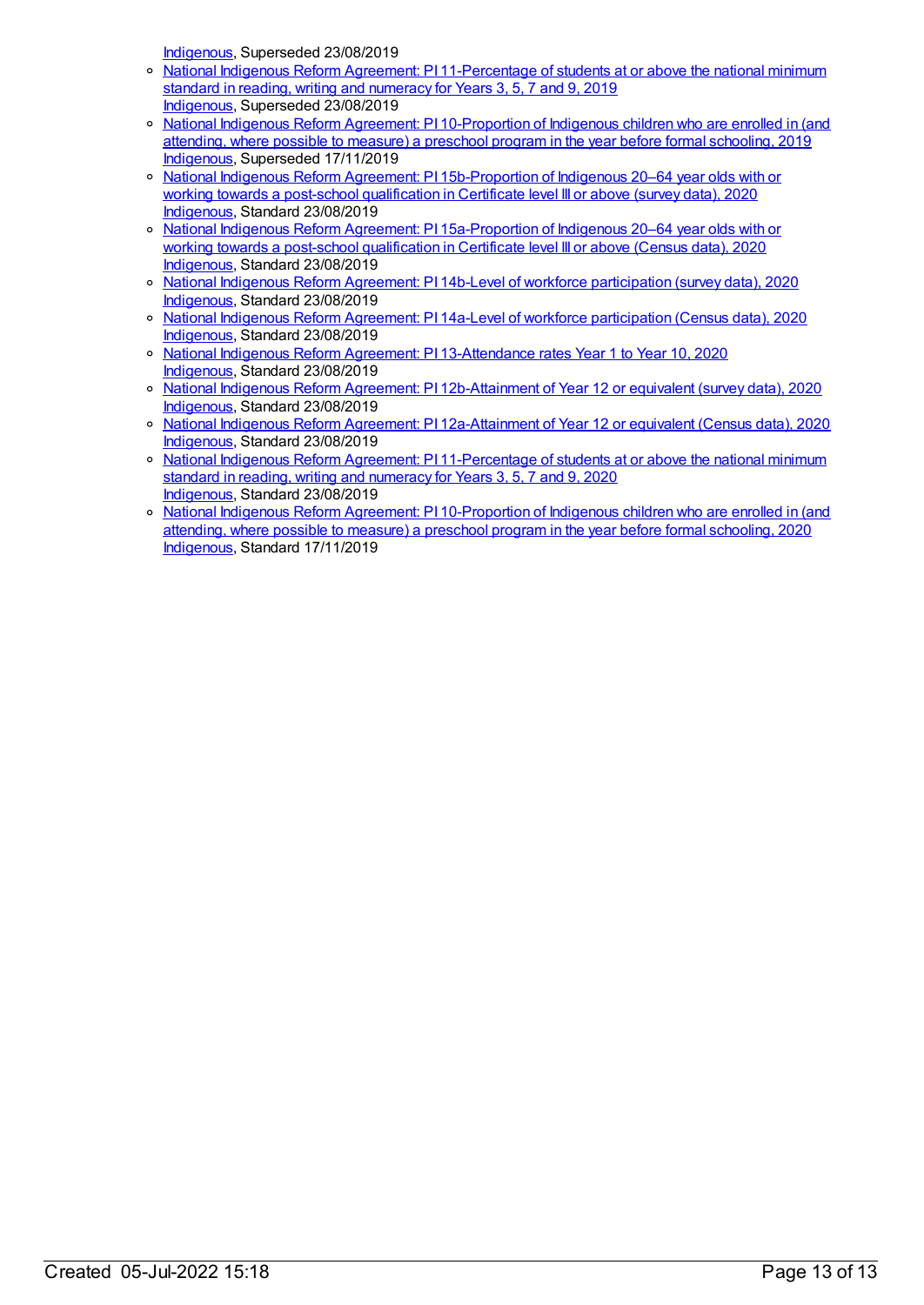[Indigenous](#), Superseded 23/08/2019

- [National Indigenous Reform Agreement: PI 11-Percentage of students at or above the national minimum standard in reading, writing and numeracy for Years 3, 5, 7 and 9, 2019](#)
  [Indigenous](#), Superseded 23/08/2019
- [National Indigenous Reform Agreement: PI 10-Proportion of Indigenous children who are enrolled in (and attending, where possible to measure) a preschool program in the year before formal schooling, 2019](#)
  [Indigenous](#), Superseded 17/11/2019
- [National Indigenous Reform Agreement: PI 15b-Proportion of Indigenous 20–64 year olds with or working towards a post-school qualification in Certificate level III or above (survey data), 2020](#)
  [Indigenous](#), Standard 23/08/2019
- [National Indigenous Reform Agreement: PI 15a-Proportion of Indigenous 20–64 year olds with or working towards a post-school qualification in Certificate level III or above (Census data), 2020](#)
  [Indigenous](#), Standard 23/08/2019
- [National Indigenous Reform Agreement: PI 14b-Level of workforce participation (survey data), 2020](#)
  [Indigenous](#), Standard 23/08/2019
- [National Indigenous Reform Agreement: PI 14a-Level of workforce participation (Census data), 2020](#)
  [Indigenous](#), Standard 23/08/2019
- [National Indigenous Reform Agreement: PI 13-Attendance rates Year 1 to Year 10, 2020](#)
  [Indigenous](#), Standard 23/08/2019
- [National Indigenous Reform Agreement: PI 12b-Attainment of Year 12 or equivalent (survey data), 2020](#)
  [Indigenous](#), Standard 23/08/2019
- [National Indigenous Reform Agreement: PI 12a-Attainment of Year 12 or equivalent (Census data), 2020](#)
  [Indigenous](#), Standard 23/08/2019
- [National Indigenous Reform Agreement: PI 11-Percentage of students at or above the national minimum standard in reading, writing and numeracy for Years 3, 5, 7 and 9, 2020](#)
  [Indigenous](#), Standard 23/08/2019
- [National Indigenous Reform Agreement: PI 10-Proportion of Indigenous children who are enrolled in (and attending, where possible to measure) a preschool program in the year before formal schooling, 2020](#)
  [Indigenous](#), Standard 17/11/2019